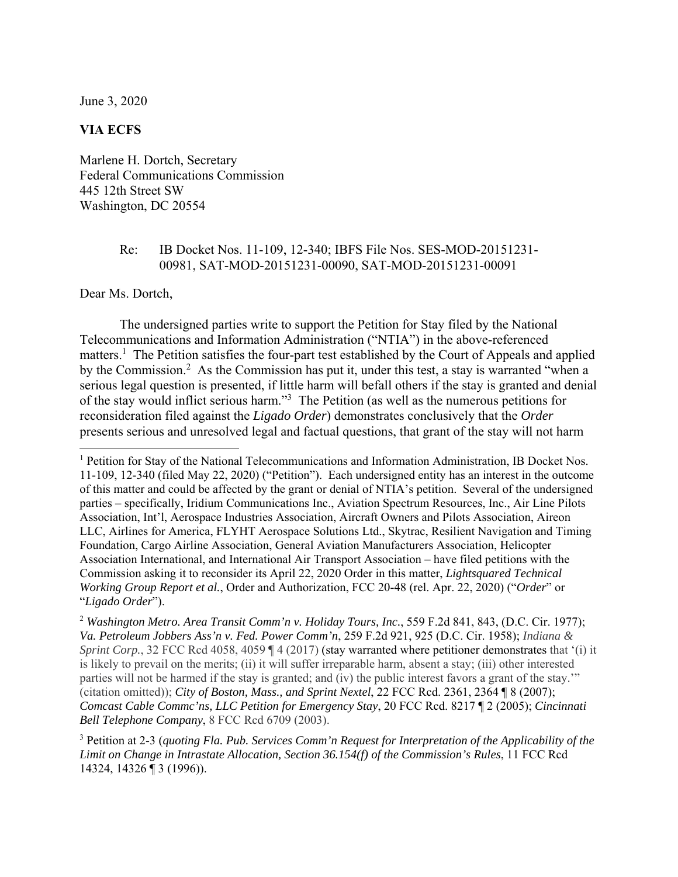June 3, 2020

**VIA ECFS**

Marlene H. Dortch, Secretary
Federal Communications Commission
445 12th Street SW
Washington, DC 20554

Re: IB Docket Nos. 11-109, 12-340; IBFS File Nos. SES-MOD-20151231-00981, SAT-MOD-20151231-00090, SAT-MOD-20151231-00091

Dear Ms. Dortch,

The undersigned parties write to support the Petition for Stay filed by the National Telecommunications and Information Administration ("NTIA") in the above-referenced matters.[1] The Petition satisfies the four-part test established by the Court of Appeals and applied by the Commission.[2] As the Commission has put it, under this test, a stay is warranted "when a serious legal question is presented, if little harm will befall others if the stay is granted and denial of the stay would inflict serious harm."[3] The Petition (as well as the numerous petitions for reconsideration filed against the *Ligado Order*) demonstrates conclusively that the *Order* presents serious and unresolved legal and factual questions, that grant of the stay will not harm

---

[1] Petition for Stay of the National Telecommunications and Information Administration, IB Docket Nos. 11-109, 12-340 (filed May 22, 2020) ("Petition"). Each undersigned entity has an interest in the outcome of this matter and could be affected by the grant or denial of NTIA's petition. Several of the undersigned parties – specifically, Iridium Communications Inc., Aviation Spectrum Resources, Inc., Air Line Pilots Association, Int'l, Aerospace Industries Association, Aircraft Owners and Pilots Association, Aireon LLC, Airlines for America, FLYHT Aerospace Solutions Ltd., Skytrac, Resilient Navigation and Timing Foundation, Cargo Airline Association, General Aviation Manufacturers Association, Helicopter Association International, and International Air Transport Association – have filed petitions with the Commission asking it to reconsider its April 22, 2020 Order in this matter, *Lightsquared Technical Working Group Report et al.*, Order and Authorization, FCC 20-48 (rel. Apr. 22, 2020) ("*Order*" or "*Ligado Order*").

[2] *Washington Metro. Area Transit Comm'n v. Holiday Tours, Inc.*, 559 F.2d 841, 843, (D.C. Cir. 1977); *Va. Petroleum Jobbers Ass'n v. Fed. Power Comm'n*, 259 F.2d 921, 925 (D.C. Cir. 1958); *Indiana & Sprint Corp.*, 32 FCC Rcd 4058, 4059 ¶ 4 (2017) (stay warranted where petitioner demonstrates that '(i) it is likely to prevail on the merits; (ii) it will suffer irreparable harm, absent a stay; (iii) other interested parties will not be harmed if the stay is granted; and (iv) the public interest favors a grant of the stay.'" (citation omitted)); *City of Boston, Mass., and Sprint Nextel*, 22 FCC Rcd. 2361, 2364 ¶ 8 (2007); *Comcast Cable Commc'ns, LLC Petition for Emergency Stay*, 20 FCC Rcd. 8217 ¶ 2 (2005); *Cincinnati Bell Telephone Company*, 8 FCC Rcd 6709 (2003).

[3] Petition at 2-3 (*quoting Fla. Pub. Services Comm'n Request for Interpretation of the Applicability of the Limit on Change in Intrastate Allocation, Section 36.154(f) of the Commission's Rules*, 11 FCC Rcd 14324, 14326 ¶ 3 (1996)).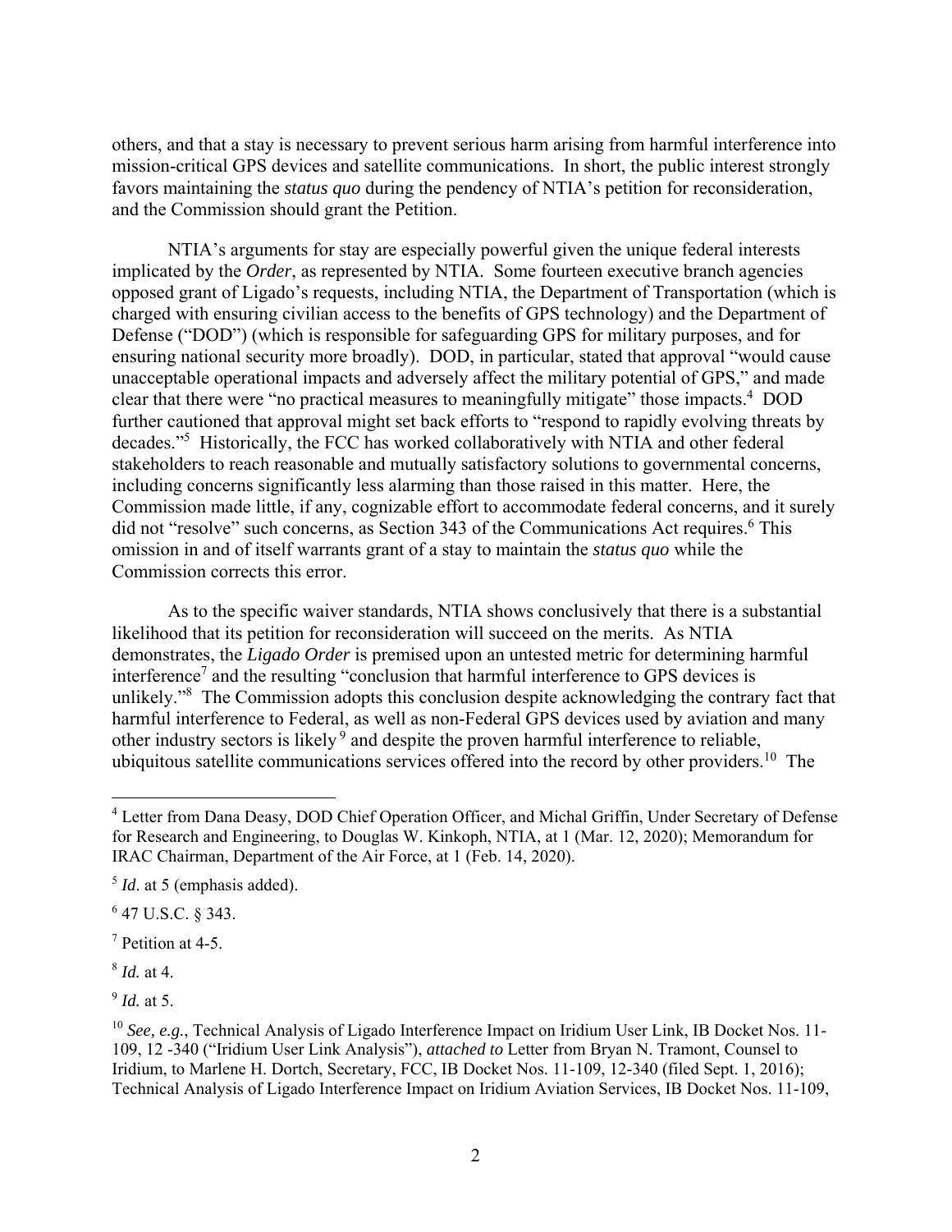others, and that a stay is necessary to prevent serious harm arising from harmful interference into mission-critical GPS devices and satellite communications. In short, the public interest strongly favors maintaining the *status quo* during the pendency of NTIA's petition for reconsideration, and the Commission should grant the Petition.

NTIA's arguments for stay are especially powerful given the unique federal interests implicated by the *Order*, as represented by NTIA. Some fourteen executive branch agencies opposed grant of Ligado's requests, including NTIA, the Department of Transportation (which is charged with ensuring civilian access to the benefits of GPS technology) and the Department of Defense ("DOD") (which is responsible for safeguarding GPS for military purposes, and for ensuring national security more broadly). DOD, in particular, stated that approval "would cause unacceptable operational impacts and adversely affect the military potential of GPS," and made clear that there were "no practical measures to meaningfully mitigate" those impacts.[4] DOD further cautioned that approval might set back efforts to "respond to rapidly evolving threats by decades."[5] Historically, the FCC has worked collaboratively with NTIA and other federal stakeholders to reach reasonable and mutually satisfactory solutions to governmental concerns, including concerns significantly less alarming than those raised in this matter. Here, the Commission made little, if any, cognizable effort to accommodate federal concerns, and it surely did not "resolve" such concerns, as Section 343 of the Communications Act requires.[6] This omission in and of itself warrants grant of a stay to maintain the *status quo* while the Commission corrects this error.

As to the specific waiver standards, NTIA shows conclusively that there is a substantial likelihood that its petition for reconsideration will succeed on the merits. As NTIA demonstrates, the *Ligado Order* is premised upon an untested metric for determining harmful interference[7] and the resulting "conclusion that harmful interference to GPS devices is unlikely."[8] The Commission adopts this conclusion despite acknowledging the contrary fact that harmful interference to Federal, as well as non-Federal GPS devices used by aviation and many other industry sectors is likely[9] and despite the proven harmful interference to reliable, ubiquitous satellite communications services offered into the record by other providers.[10] The

[4] Letter from Dana Deasy, DOD Chief Operation Officer, and Michal Griffin, Under Secretary of Defense for Research and Engineering, to Douglas W. Kinkoph, NTIA, at 1 (Mar. 12, 2020); Memorandum for IRAC Chairman, Department of the Air Force, at 1 (Feb. 14, 2020).

[5] *Id*. at 5 (emphasis added).

[6] 47 U.S.C. § 343.

[7] Petition at 4-5.

[8] *Id.* at 4.

[9] *Id.* at 5.

[10] *See, e.g.*, Technical Analysis of Ligado Interference Impact on Iridium User Link, IB Docket Nos. 11-109, 12 -340 ("Iridium User Link Analysis"), *attached to* Letter from Bryan N. Tramont, Counsel to Iridium, to Marlene H. Dortch, Secretary, FCC, IB Docket Nos. 11-109, 12-340 (filed Sept. 1, 2016); Technical Analysis of Ligado Interference Impact on Iridium Aviation Services, IB Docket Nos. 11-109,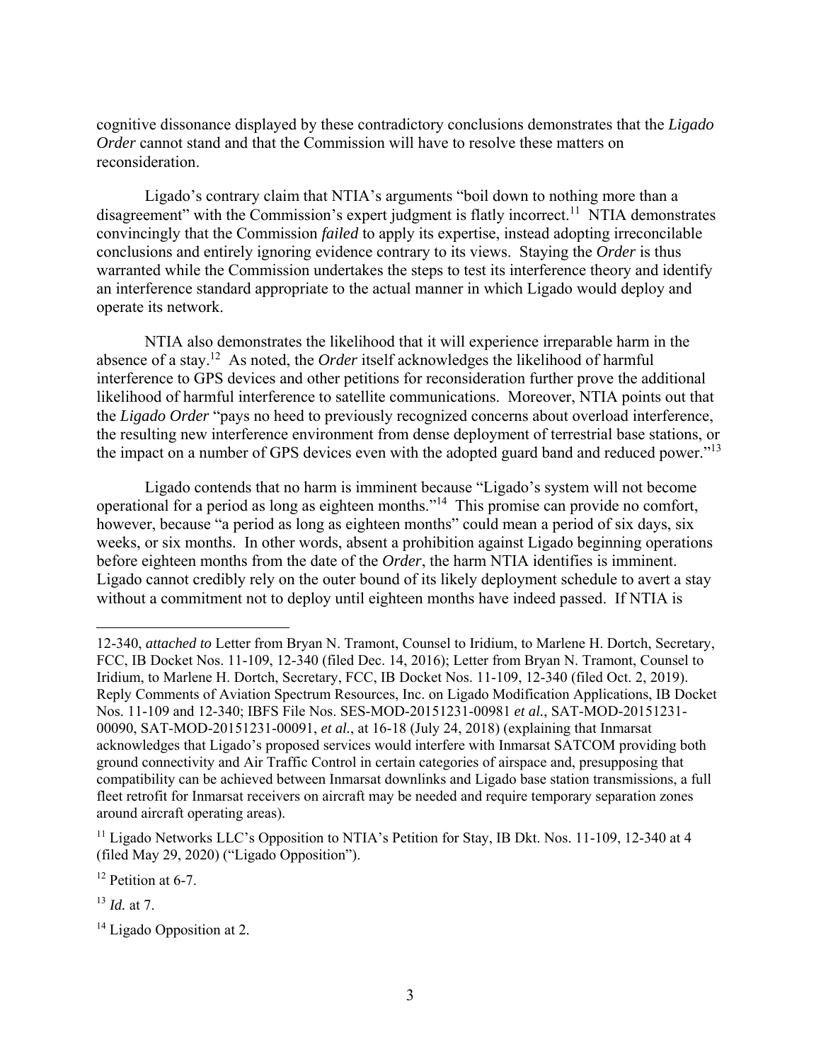cognitive dissonance displayed by these contradictory conclusions demonstrates that the *Ligado Order* cannot stand and that the Commission will have to resolve these matters on reconsideration.

Ligado's contrary claim that NTIA's arguments "boil down to nothing more than a disagreement" with the Commission's expert judgment is flatly incorrect.[11] NTIA demonstrates convincingly that the Commission *failed* to apply its expertise, instead adopting irreconcilable conclusions and entirely ignoring evidence contrary to its views. Staying the *Order* is thus warranted while the Commission undertakes the steps to test its interference theory and identify an interference standard appropriate to the actual manner in which Ligado would deploy and operate its network.

NTIA also demonstrates the likelihood that it will experience irreparable harm in the absence of a stay.[12] As noted, the *Order* itself acknowledges the likelihood of harmful interference to GPS devices and other petitions for reconsideration further prove the additional likelihood of harmful interference to satellite communications. Moreover, NTIA points out that the *Ligado Order* "pays no heed to previously recognized concerns about overload interference, the resulting new interference environment from dense deployment of terrestrial base stations, or the impact on a number of GPS devices even with the adopted guard band and reduced power."[13]

Ligado contends that no harm is imminent because "Ligado's system will not become operational for a period as long as eighteen months."[14] This promise can provide no comfort, however, because "a period as long as eighteen months" could mean a period of six days, six weeks, or six months. In other words, absent a prohibition against Ligado beginning operations before eighteen months from the date of the *Order*, the harm NTIA identifies is imminent. Ligado cannot credibly rely on the outer bound of its likely deployment schedule to avert a stay without a commitment not to deploy until eighteen months have indeed passed. If NTIA is

---

12-340, *attached to* Letter from Bryan N. Tramont, Counsel to Iridium, to Marlene H. Dortch, Secretary, FCC, IB Docket Nos. 11-109, 12-340 (filed Dec. 14, 2016); Letter from Bryan N. Tramont, Counsel to Iridium, to Marlene H. Dortch, Secretary, FCC, IB Docket Nos. 11-109, 12-340 (filed Oct. 2, 2019). Reply Comments of Aviation Spectrum Resources, Inc. on Ligado Modification Applications, IB Docket Nos. 11-109 and 12-340; IBFS File Nos. SES-MOD-20151231-00981 *et al.*, SAT-MOD-20151231-00090, SAT-MOD-20151231-00091, *et al.*, at 16-18 (July 24, 2018) (explaining that Inmarsat acknowledges that Ligado's proposed services would interfere with Inmarsat SATCOM providing both ground connectivity and Air Traffic Control in certain categories of airspace and, presupposing that compatibility can be achieved between Inmarsat downlinks and Ligado base station transmissions, a full fleet retrofit for Inmarsat receivers on aircraft may be needed and require temporary separation zones around aircraft operating areas).

[11] Ligado Networks LLC's Opposition to NTIA's Petition for Stay, IB Dkt. Nos. 11-109, 12-340 at 4 (filed May 29, 2020) ("Ligado Opposition").

[12] Petition at 6-7.

[13] *Id.* at 7.

[14] Ligado Opposition at 2.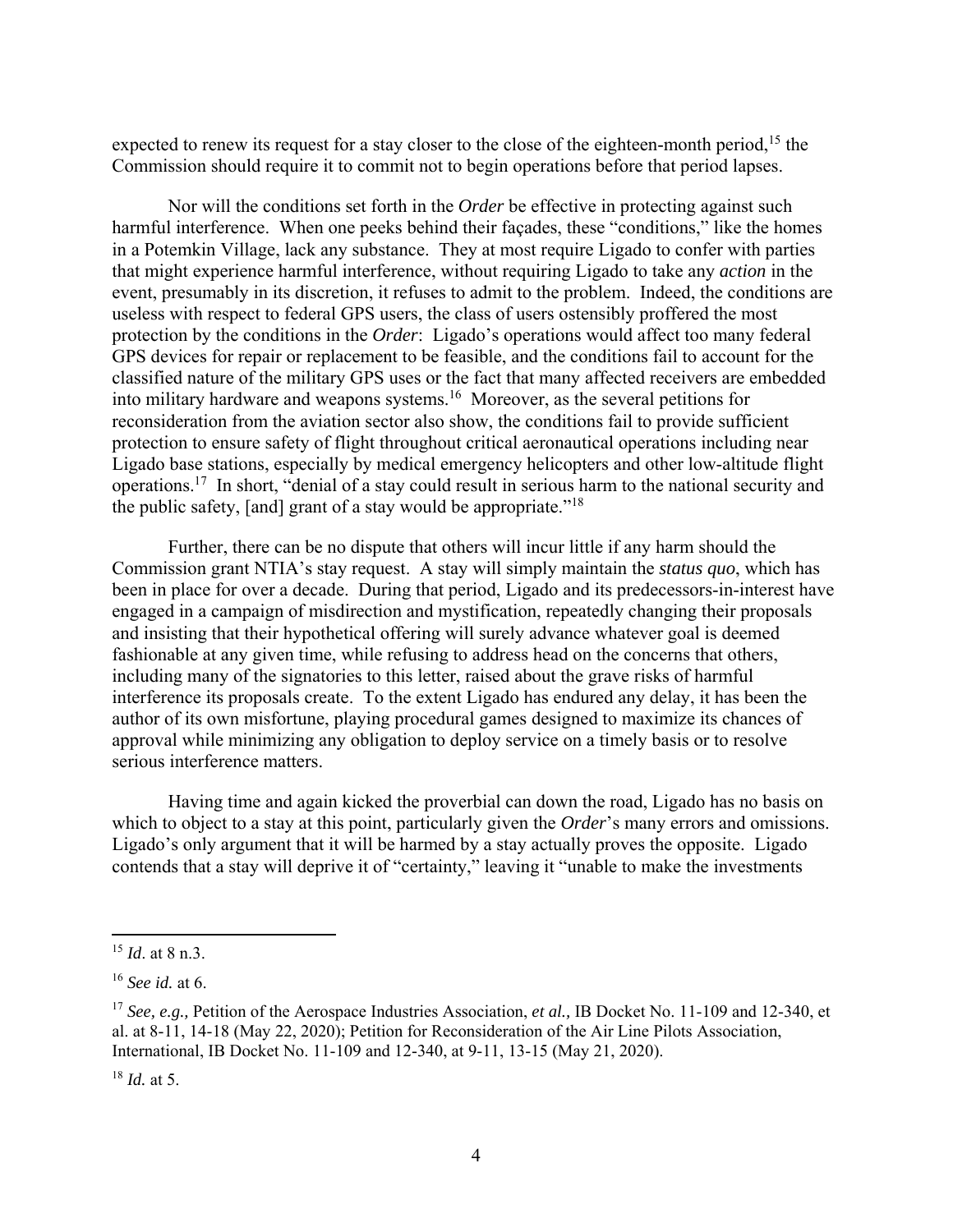expected to renew its request for a stay closer to the close of the eighteen-month period,[15] the Commission should require it to commit not to begin operations before that period lapses.

Nor will the conditions set forth in the *Order* be effective in protecting against such harmful interference. When one peeks behind their façades, these "conditions," like the homes in a Potemkin Village, lack any substance. They at most require Ligado to confer with parties that might experience harmful interference, without requiring Ligado to take any *action* in the event, presumably in its discretion, it refuses to admit to the problem. Indeed, the conditions are useless with respect to federal GPS users, the class of users ostensibly proffered the most protection by the conditions in the *Order*: Ligado's operations would affect too many federal GPS devices for repair or replacement to be feasible, and the conditions fail to account for the classified nature of the military GPS uses or the fact that many affected receivers are embedded into military hardware and weapons systems.[16] Moreover, as the several petitions for reconsideration from the aviation sector also show, the conditions fail to provide sufficient protection to ensure safety of flight throughout critical aeronautical operations including near Ligado base stations, especially by medical emergency helicopters and other low-altitude flight operations.[17] In short, "denial of a stay could result in serious harm to the national security and the public safety, [and] grant of a stay would be appropriate."[18]

Further, there can be no dispute that others will incur little if any harm should the Commission grant NTIA's stay request. A stay will simply maintain the *status quo*, which has been in place for over a decade. During that period, Ligado and its predecessors-in-interest have engaged in a campaign of misdirection and mystification, repeatedly changing their proposals and insisting that their hypothetical offering will surely advance whatever goal is deemed fashionable at any given time, while refusing to address head on the concerns that others, including many of the signatories to this letter, raised about the grave risks of harmful interference its proposals create. To the extent Ligado has endured any delay, it has been the author of its own misfortune, playing procedural games designed to maximize its chances of approval while minimizing any obligation to deploy service on a timely basis or to resolve serious interference matters.

Having time and again kicked the proverbial can down the road, Ligado has no basis on which to object to a stay at this point, particularly given the *Order*'s many errors and omissions. Ligado's only argument that it will be harmed by a stay actually proves the opposite. Ligado contends that a stay will deprive it of "certainty," leaving it "unable to make the investments

---

[15] *Id*. at 8 n.3.

[16] *See id.* at 6.

[17] *See, e.g.,* Petition of the Aerospace Industries Association, *et al.,* IB Docket No. 11-109 and 12-340, et al. at 8-11, 14-18 (May 22, 2020); Petition for Reconsideration of the Air Line Pilots Association, International, IB Docket No. 11-109 and 12-340, at 9-11, 13-15 (May 21, 2020).

[18] *Id.* at 5.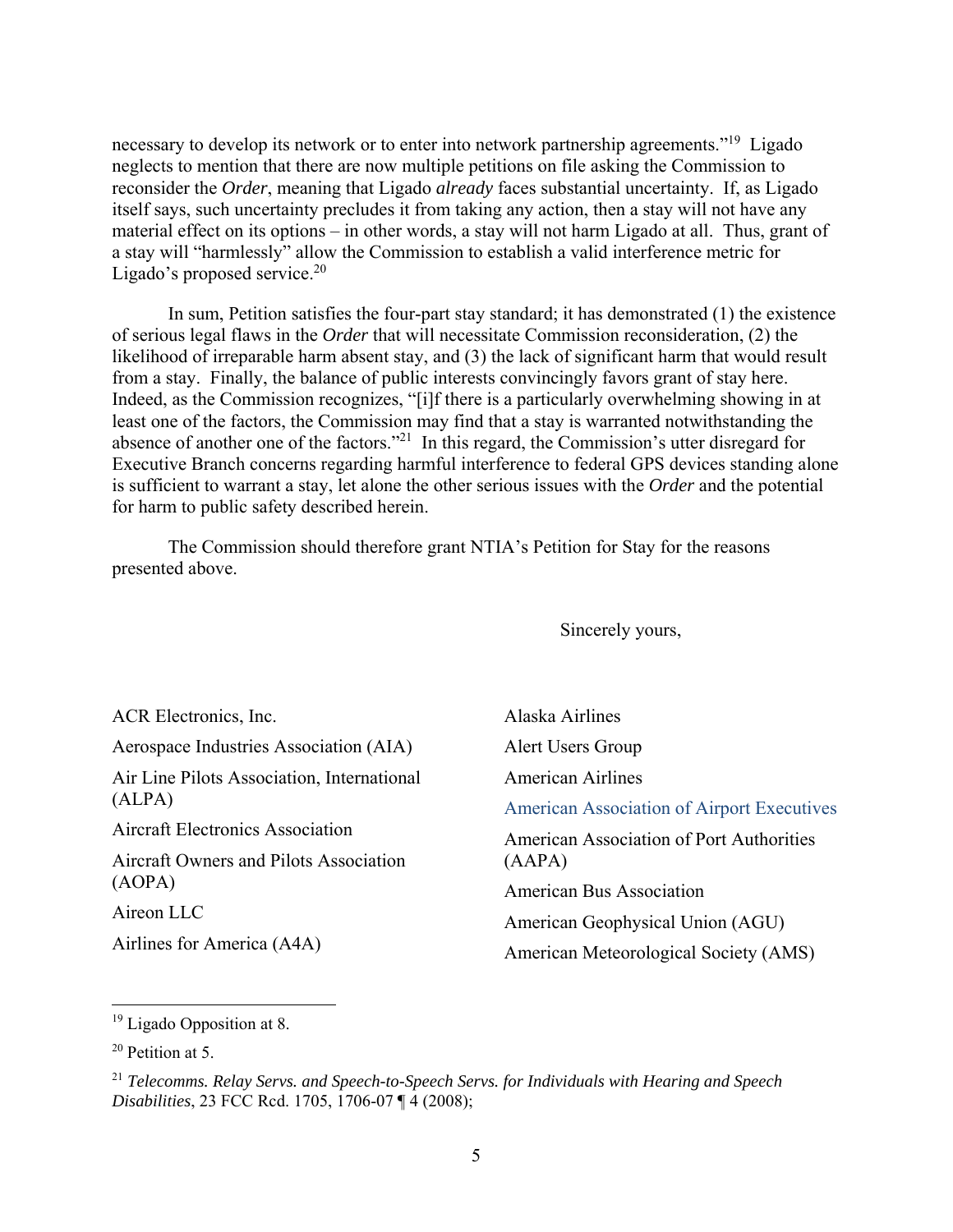necessary to develop its network or to enter into network partnership agreements."[19] Ligado neglects to mention that there are now multiple petitions on file asking the Commission to reconsider the *Order*, meaning that Ligado *already* faces substantial uncertainty. If, as Ligado itself says, such uncertainty precludes it from taking any action, then a stay will not have any material effect on its options – in other words, a stay will not harm Ligado at all. Thus, grant of a stay will "harmlessly" allow the Commission to establish a valid interference metric for Ligado's proposed service.[20]

In sum, Petition satisfies the four-part stay standard; it has demonstrated (1) the existence of serious legal flaws in the *Order* that will necessitate Commission reconsideration, (2) the likelihood of irreparable harm absent stay, and (3) the lack of significant harm that would result from a stay. Finally, the balance of public interests convincingly favors grant of stay here. Indeed, as the Commission recognizes, "[i]f there is a particularly overwhelming showing in at least one of the factors, the Commission may find that a stay is warranted notwithstanding the absence of another one of the factors."[21] In this regard, the Commission's utter disregard for Executive Branch concerns regarding harmful interference to federal GPS devices standing alone is sufficient to warrant a stay, let alone the other serious issues with the *Order* and the potential for harm to public safety described herein.

The Commission should therefore grant NTIA's Petition for Stay for the reasons presented above.

Sincerely yours,

ACR Electronics, Inc.

Aerospace Industries Association (AIA)

Air Line Pilots Association, International (ALPA)

Aircraft Electronics Association

Aircraft Owners and Pilots Association (AOPA)

Aireon LLC

Airlines for America (A4A)

Alaska Airlines

Alert Users Group

American Airlines

American Association of Airport Executives

American Association of Port Authorities (AAPA)

American Bus Association

American Geophysical Union (AGU)

American Meteorological Society (AMS)

---

[19] Ligado Opposition at 8.

[20] Petition at 5.

[21] *Telecomms. Relay Servs. and Speech-to-Speech Servs. for Individuals with Hearing and Speech Disabilities*, 23 FCC Rcd. 1705, 1706-07 ¶ 4 (2008);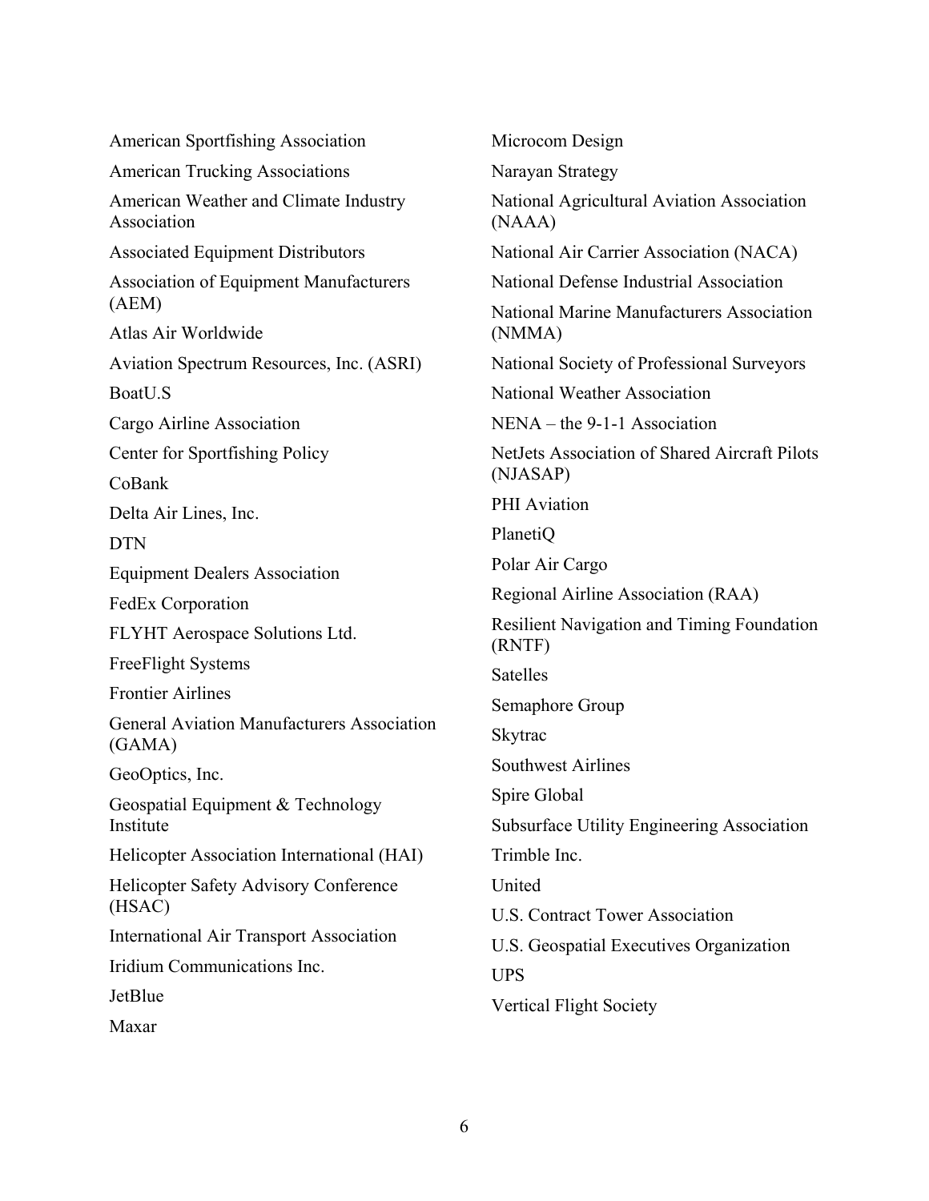American Sportfishing Association

American Trucking Associations

American Weather and Climate Industry Association

Associated Equipment Distributors

Association of Equipment Manufacturers (AEM)

Atlas Air Worldwide

Aviation Spectrum Resources, Inc. (ASRI)

BoatU.S

Cargo Airline Association

Center for Sportfishing Policy

CoBank

Delta Air Lines, Inc.

DTN

Equipment Dealers Association

FedEx Corporation

FLYHT Aerospace Solutions Ltd.

FreeFlight Systems

Frontier Airlines

General Aviation Manufacturers Association (GAMA)

GeoOptics, Inc.

Geospatial Equipment & Technology Institute

Helicopter Association International (HAI)

Helicopter Safety Advisory Conference (HSAC)

International Air Transport Association

Iridium Communications Inc.

JetBlue

Maxar

Microcom Design

Narayan Strategy

National Agricultural Aviation Association (NAAA)

National Air Carrier Association (NACA)

National Defense Industrial Association

National Marine Manufacturers Association (NMMA)

National Society of Professional Surveyors

National Weather Association

NENA – the 9-1-1 Association

NetJets Association of Shared Aircraft Pilots (NJASAP)

PHI Aviation

PlanetiQ

Polar Air Cargo

Regional Airline Association (RAA)

Resilient Navigation and Timing Foundation (RNTF)

Satelles

Semaphore Group

Skytrac

Southwest Airlines

Spire Global

Subsurface Utility Engineering Association

Trimble Inc.

United

U.S. Contract Tower Association

U.S. Geospatial Executives Organization

UPS

Vertical Flight Society